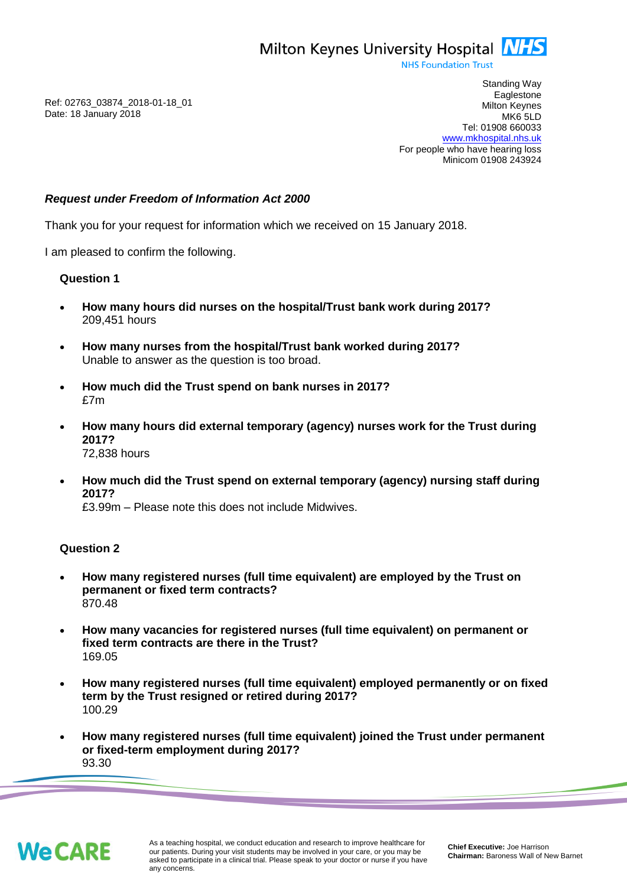Milton Keynes University Hospital NHS
NHS Foundation Trust

Standing Way
Eaglestone
Milton Keynes
MK6 5LD
Tel: 01908 660033
www.mkhospital.nhs.uk
For people who have hearing loss
Minicom 01908 243924

Ref: 02763_03874_2018-01-18_01
Date: 18 January 2018

***Request under Freedom of Information Act 2000***

Thank you for your request for information which we received on 15 January 2018.

I am pleased to confirm the following.

**Question 1**

- **How many hours did nurses on the hospital/Trust bank work during 2017?**
  209,451 hours
- **How many nurses from the hospital/Trust bank worked during 2017?**
  Unable to answer as the question is too broad.
- **How much did the Trust spend on bank nurses in 2017?**
  £7m
- **How many hours did external temporary (agency) nurses work for the Trust during 2017?**
  72,838 hours
- **How much did the Trust spend on external temporary (agency) nursing staff during 2017?**
  £3.99m – Please note this does not include Midwives.

**Question 2**

- **How many registered nurses (full time equivalent) are employed by the Trust on permanent or fixed term contracts?**
  870.48
- **How many vacancies for registered nurses (full time equivalent) on permanent or fixed term contracts are there in the Trust?**
  169.05
- **How many registered nurses (full time equivalent) employed permanently or on fixed term by the Trust resigned or retired during 2017?**
  100.29
- **How many registered nurses (full time equivalent) joined the Trust under permanent or fixed-term employment during 2017?**
  93.30

We CARE

As a teaching hospital, we conduct education and research to improve healthcare for our patients. During your visit students may be involved in your care, or you may be asked to participate in a clinical trial. Please speak to your doctor or nurse if you have any concerns.

**Chief Executive:** Joe Harrison
**Chairman:** Baroness Wall of New Barnet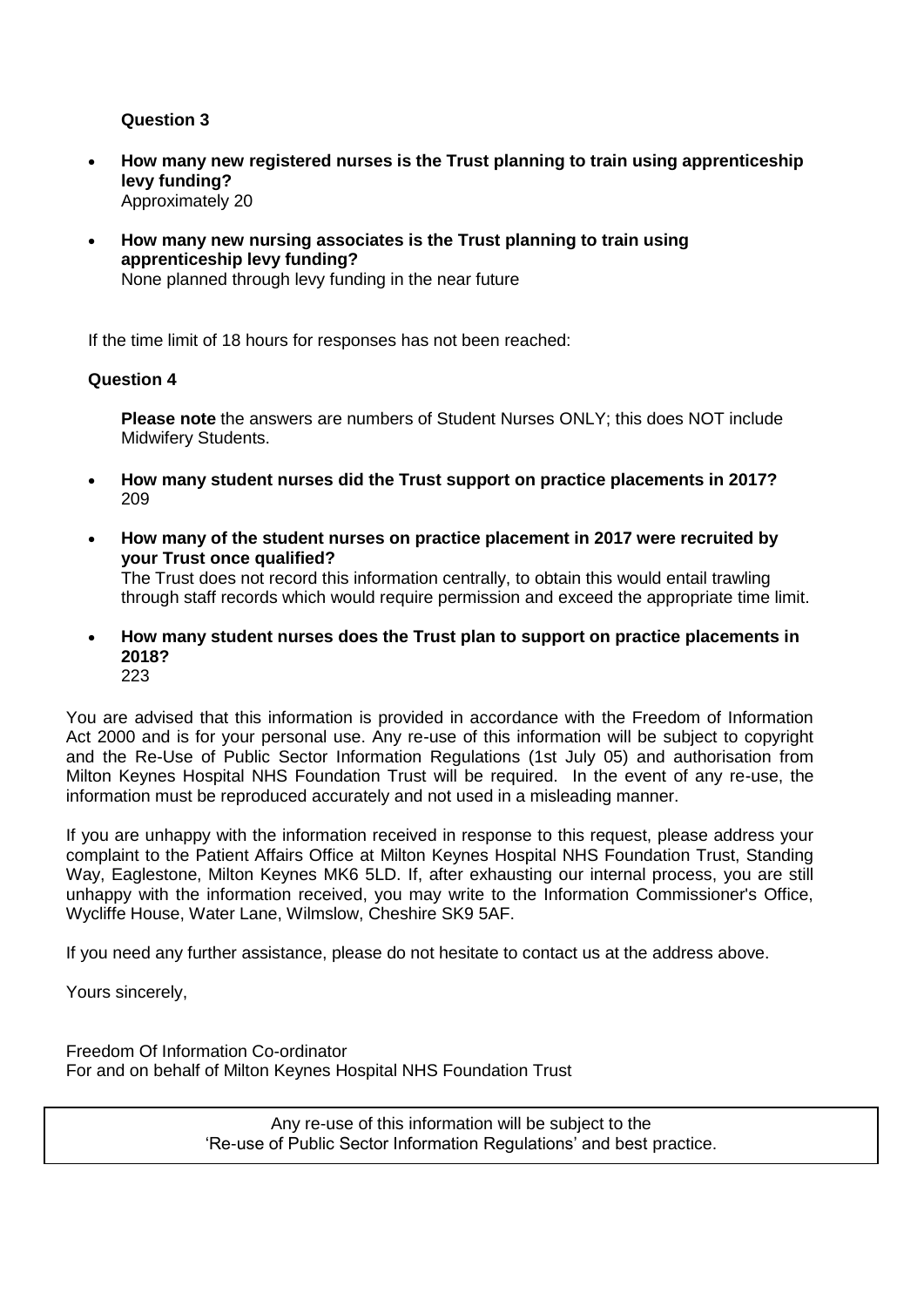**Question 3**

- **How many new registered nurses is the Trust planning to train using apprenticeship levy funding?**
  Approximately 20

- **How many new nursing associates is the Trust planning to train using apprenticeship levy funding?**
  None planned through levy funding in the near future

If the time limit of 18 hours for responses has not been reached:

**Question 4**

**Please note** the answers are numbers of Student Nurses ONLY; this does NOT include Midwifery Students.

- **How many student nurses did the Trust support on practice placements in 2017?**
  209

- **How many of the student nurses on practice placement in 2017 were recruited by your Trust once qualified?**
  The Trust does not record this information centrally, to obtain this would entail trawling through staff records which would require permission and exceed the appropriate time limit.

- **How many student nurses does the Trust plan to support on practice placements in 2018?**
  223

You are advised that this information is provided in accordance with the Freedom of Information Act 2000 and is for your personal use. Any re-use of this information will be subject to copyright and the Re-Use of Public Sector Information Regulations (1st July 05) and authorisation from Milton Keynes Hospital NHS Foundation Trust will be required. In the event of any re-use, the information must be reproduced accurately and not used in a misleading manner.

If you are unhappy with the information received in response to this request, please address your complaint to the Patient Affairs Office at Milton Keynes Hospital NHS Foundation Trust, Standing Way, Eaglestone, Milton Keynes MK6 5LD. If, after exhausting our internal process, you are still unhappy with the information received, you may write to the Information Commissioner's Office, Wycliffe House, Water Lane, Wilmslow, Cheshire SK9 5AF.

If you need any further assistance, please do not hesitate to contact us at the address above.

Yours sincerely,

Freedom Of Information Co-ordinator
For and on behalf of Milton Keynes Hospital NHS Foundation Trust

Any re-use of this information will be subject to the
'Re-use of Public Sector Information Regulations' and best practice.